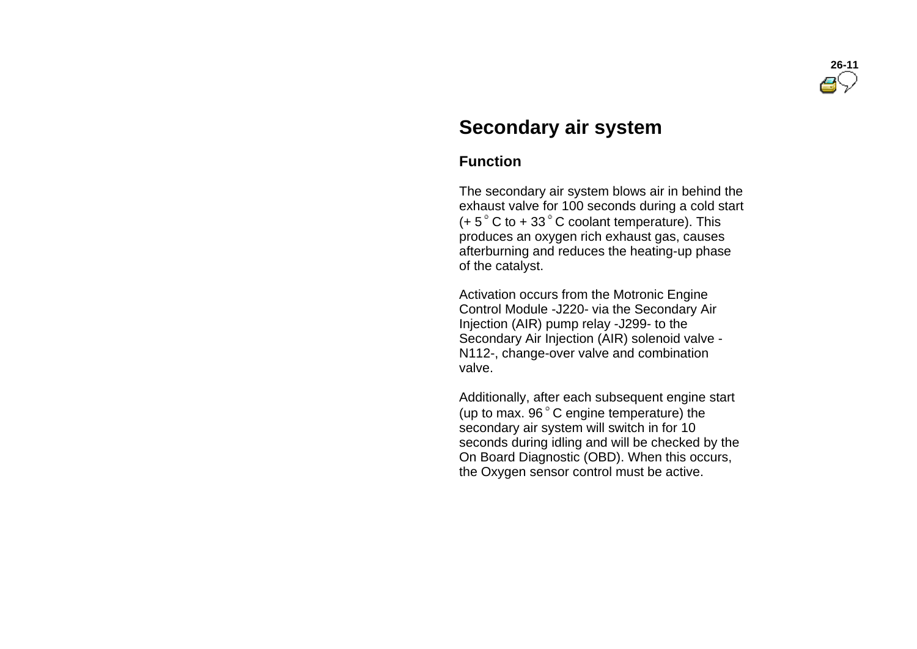# Secondary air system

## Function

The secondary air system blows air in behind the exhaust valve for 100 seconds during a cold start (+ 5 °C to + 33 °C coolant temperature). This produces an oxygen rich exhaust gas, causes afterburning and reduces the heating-up phase of the catalyst.

Activation occurs from the Motronic Engine Control Module -J220- via the Secondary Air Injection (AIR) pump relay -J299- to the Secondary Air Injection (AIR) solenoid valve -N112-, change-over valve and combination valve.

Additionally, after each subsequent engine start (up to max. 96 °C engine temperature) the secondary air system will switch in for 10 seconds during idling and will be checked by the On Board Diagnostic (OBD). When this occurs, the Oxygen sensor control must be active.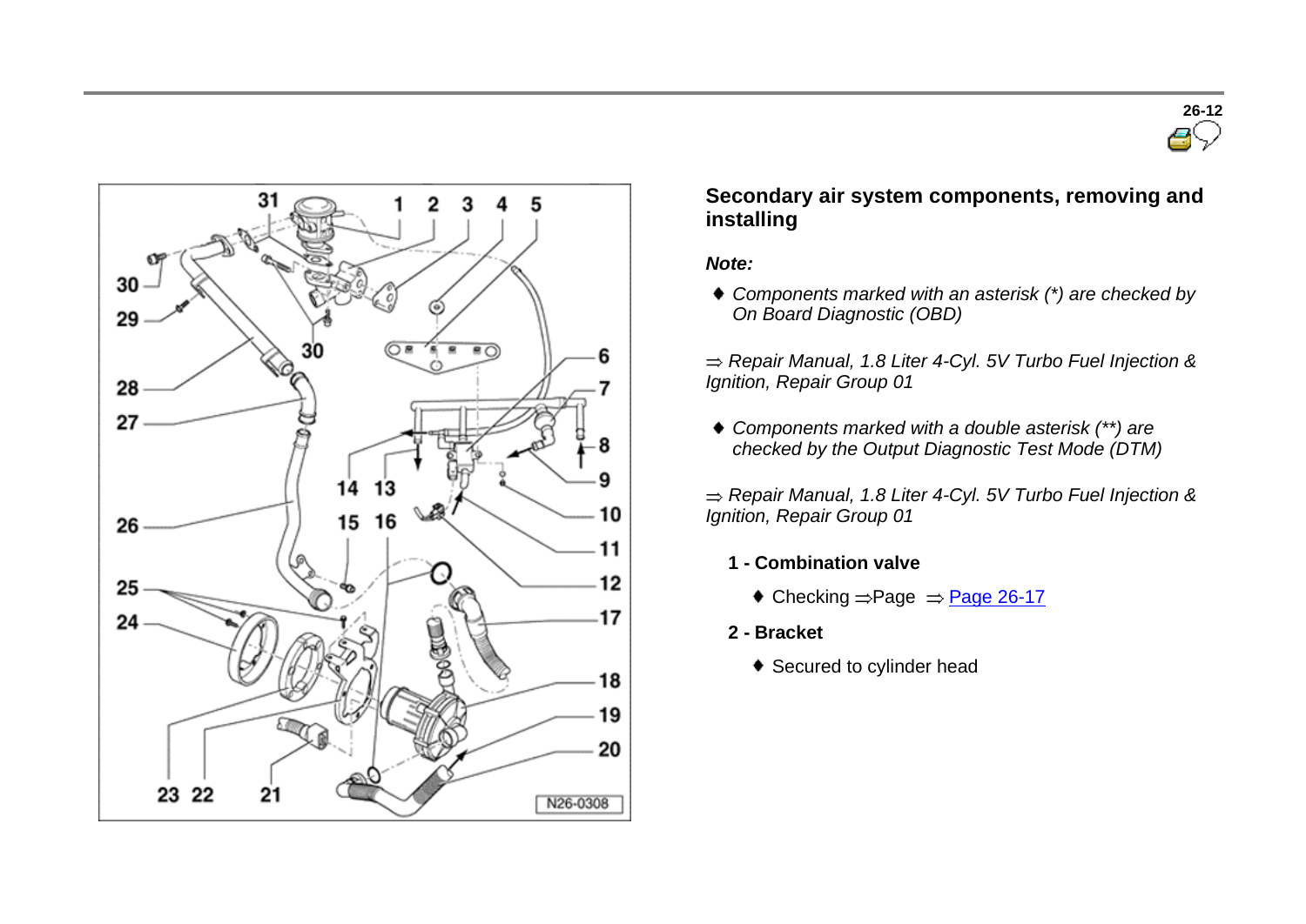## Secondary air system components, removing and installing

***Note:***

- *Components marked with an asterisk (*) are checked by On Board Diagnostic (OBD)*

*⇒ Repair Manual, 1.8 Liter 4-Cyl. 5V Turbo Fuel Injection & Ignition, Repair Group 01*

- *Components marked with a double asterisk (**) are checked by the Output Diagnostic Test Mode (DTM)*

*⇒ Repair Manual, 1.8 Liter 4-Cyl. 5V Turbo Fuel Injection & Ignition, Repair Group 01*

**1 - Combination valve**

- Checking ⇒Page ⇒ Page 26-17

**2 - Bracket**

- Secured to cylinder head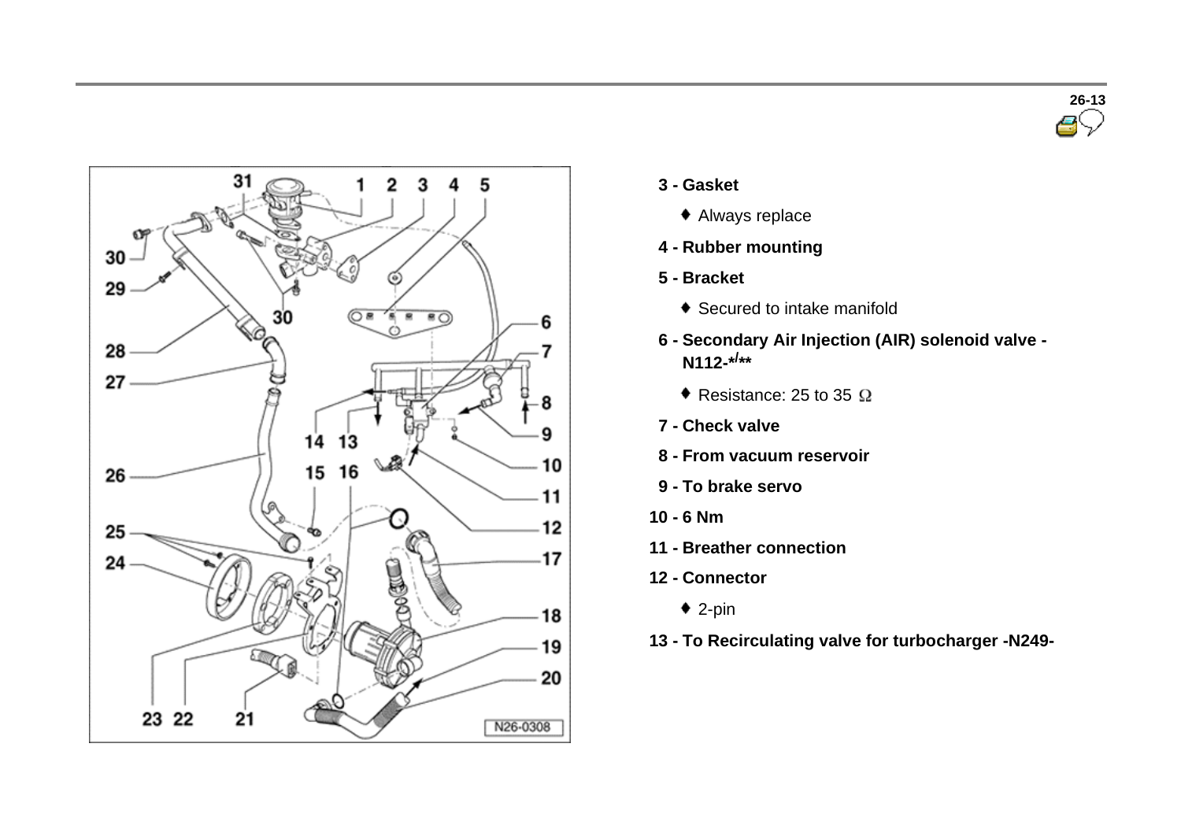- **3 - Gasket**
  - Always replace
- **4 - Rubber mounting**
- **5 - Bracket**
  - Secured to intake manifold
- **6 - Secondary Air Injection (AIR) solenoid valve - N112-*/****
  - Resistance: 25 to 35 Ω
- **7 - Check valve**
- **8 - From vacuum reservoir**
- **9 - To brake servo**
- **10 - 6 Nm**
- **11 - Breather connection**
- **12 - Connector**
  - 2-pin
- **13 - To Recirculating valve for turbocharger -N249-**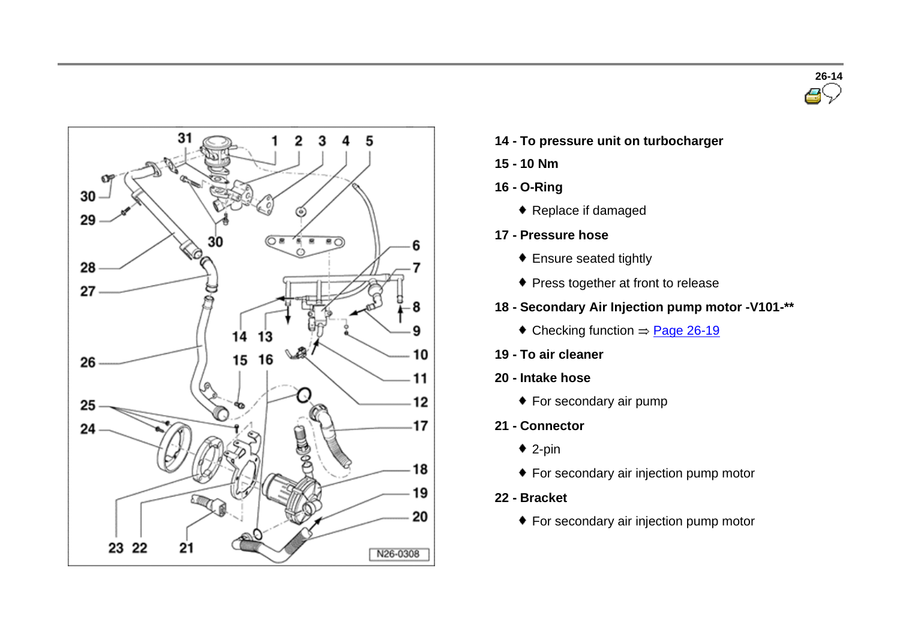**14 - To pressure unit on turbocharger**

**15 - 10 Nm**

**16 - O-Ring**

- Replace if damaged

**17 - Pressure hose**

- Ensure seated tightly
- Press together at front to release

**18 - Secondary Air Injection pump motor -V101-****

- Checking function ⇒ Page 26-19

**19 - To air cleaner**

**20 - Intake hose**

- For secondary air pump

**21 - Connector**

- 2-pin
- For secondary air injection pump motor

**22 - Bracket**

- For secondary air injection pump motor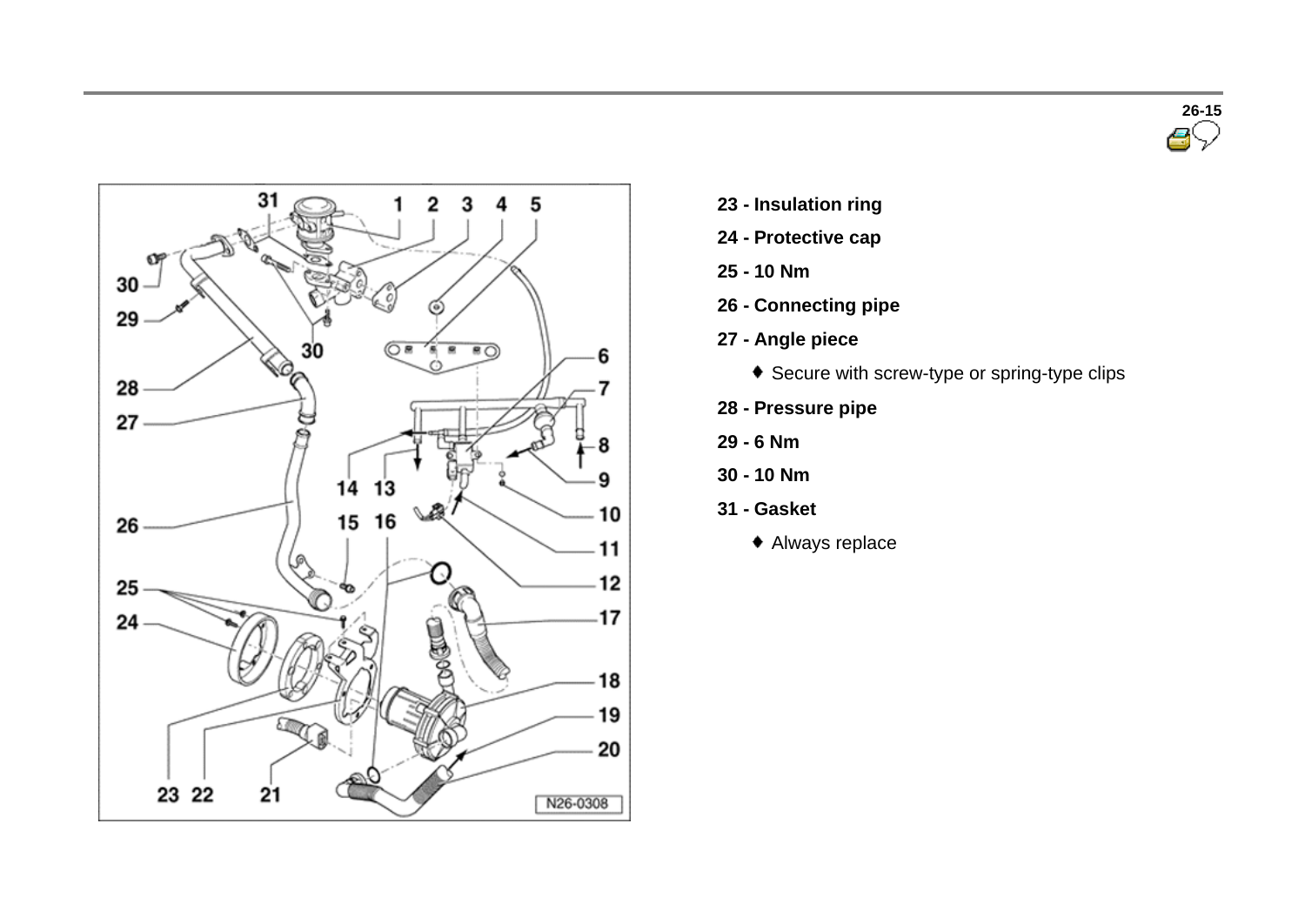23 - Insulation ring

24 - Protective cap

25 - 10 Nm

26 - Connecting pipe

27 - Angle piece

- ♦ Secure with screw-type or spring-type clips

28 - Pressure pipe

29 - 6 Nm

30 - 10 Nm

31 - Gasket

- ♦ Always replace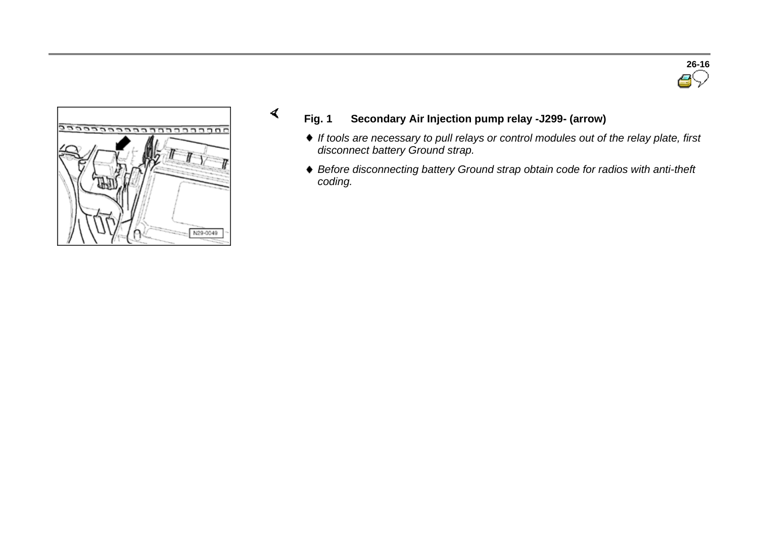**Fig. 1 Secondary Air Injection pump relay -J299- (arrow)**

- *If tools are necessary to pull relays or control modules out of the relay plate, first disconnect battery Ground strap.*
- *Before disconnecting battery Ground strap obtain code for radios with anti-theft coding.*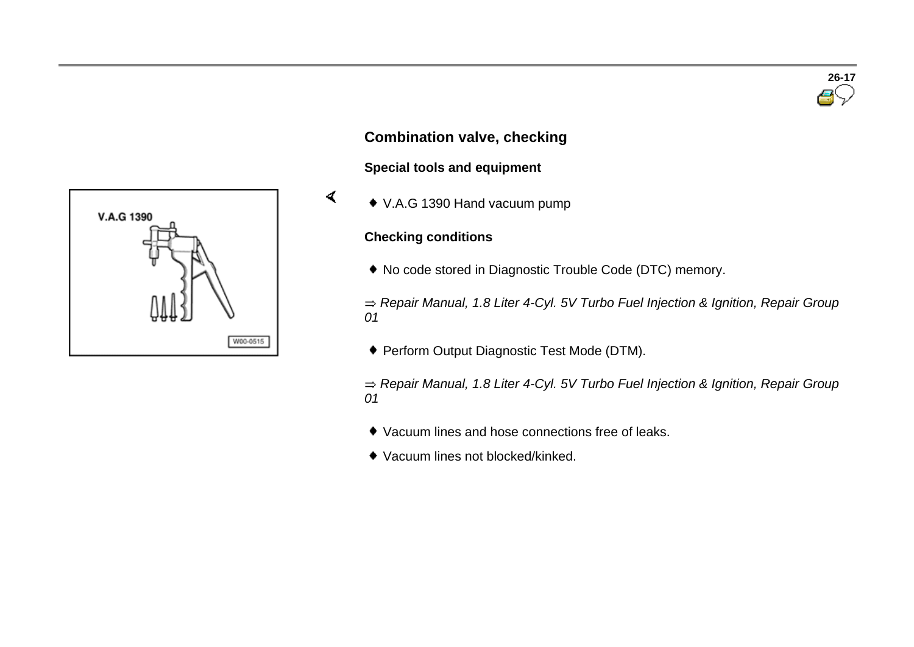## Combination valve, checking

### Special tools and equipment

- V.A.G 1390 Hand vacuum pump

### Checking conditions

- No code stored in Diagnostic Trouble Code (DTC) memory.

⇒ *Repair Manual, 1.8 Liter 4-Cyl. 5V Turbo Fuel Injection & Ignition, Repair Group 01*

- Perform Output Diagnostic Test Mode (DTM).

⇒ *Repair Manual, 1.8 Liter 4-Cyl. 5V Turbo Fuel Injection & Ignition, Repair Group 01*

- Vacuum lines and hose connections free of leaks.
- Vacuum lines not blocked/kinked.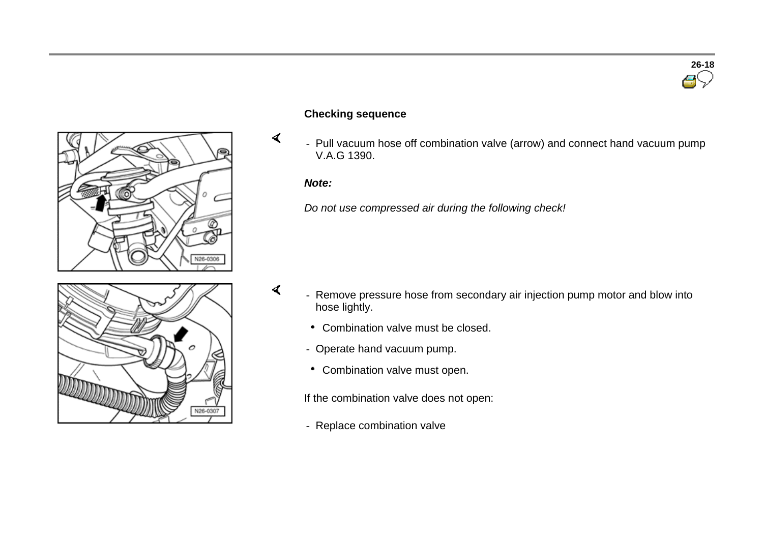**Checking sequence**

- Pull vacuum hose off combination valve (arrow) and connect hand vacuum pump V.A.G 1390.

***Note:***

*Do not use compressed air during the following check!*

- Remove pressure hose from secondary air injection pump motor and blow into hose lightly.
  - Combination valve must be closed.
- Operate hand vacuum pump.
  - Combination valve must open.

If the combination valve does not open:

- Replace combination valve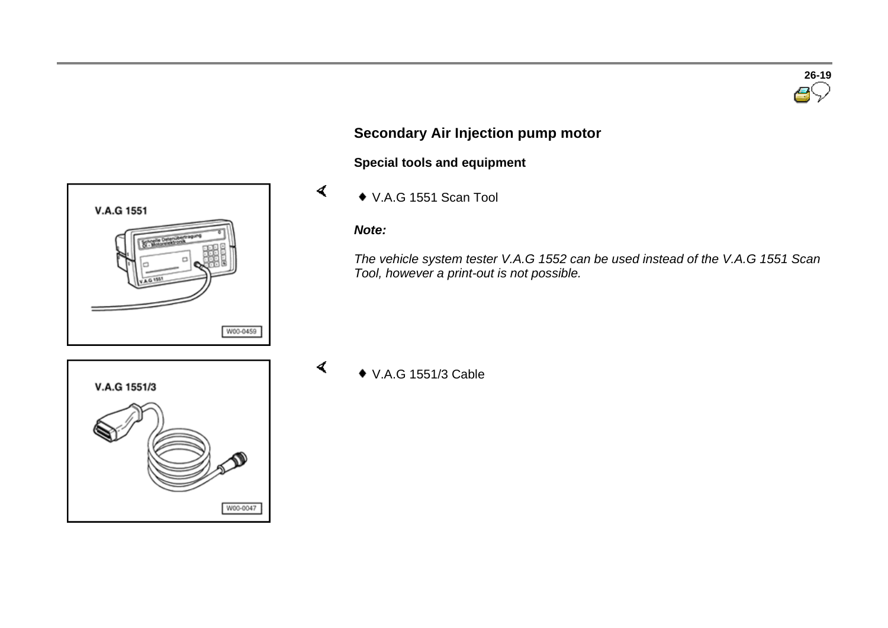## Secondary Air Injection pump motor

### Special tools and equipment

- V.A.G 1551 Scan Tool

***Note:***

*The vehicle system tester V.A.G 1552 can be used instead of the V.A.G 1551 Scan Tool, however a print-out is not possible.*

- V.A.G 1551/3 Cable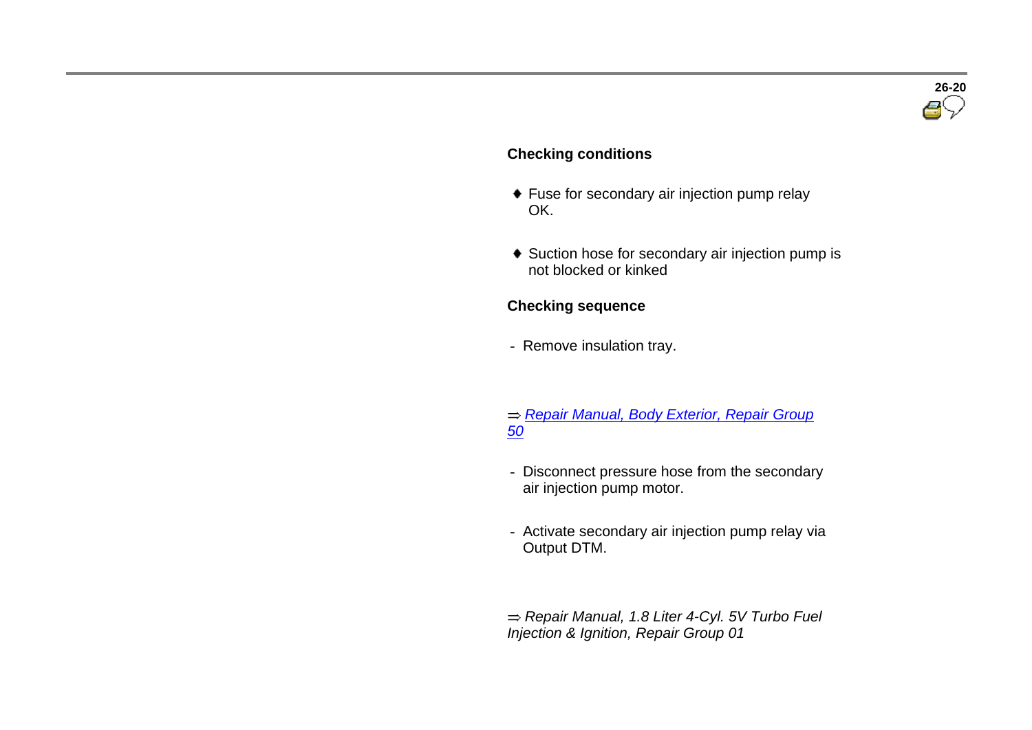### Checking conditions

- Fuse for secondary air injection pump relay OK.
- Suction hose for secondary air injection pump is not blocked or kinked

### Checking sequence

- Remove insulation tray.

⇒ *Repair Manual, Body Exterior, Repair Group 50*

- Disconnect pressure hose from the secondary air injection pump motor.
- Activate secondary air injection pump relay via Output DTM.

⇒ *Repair Manual, 1.8 Liter 4-Cyl. 5V Turbo Fuel Injection & Ignition, Repair Group 01*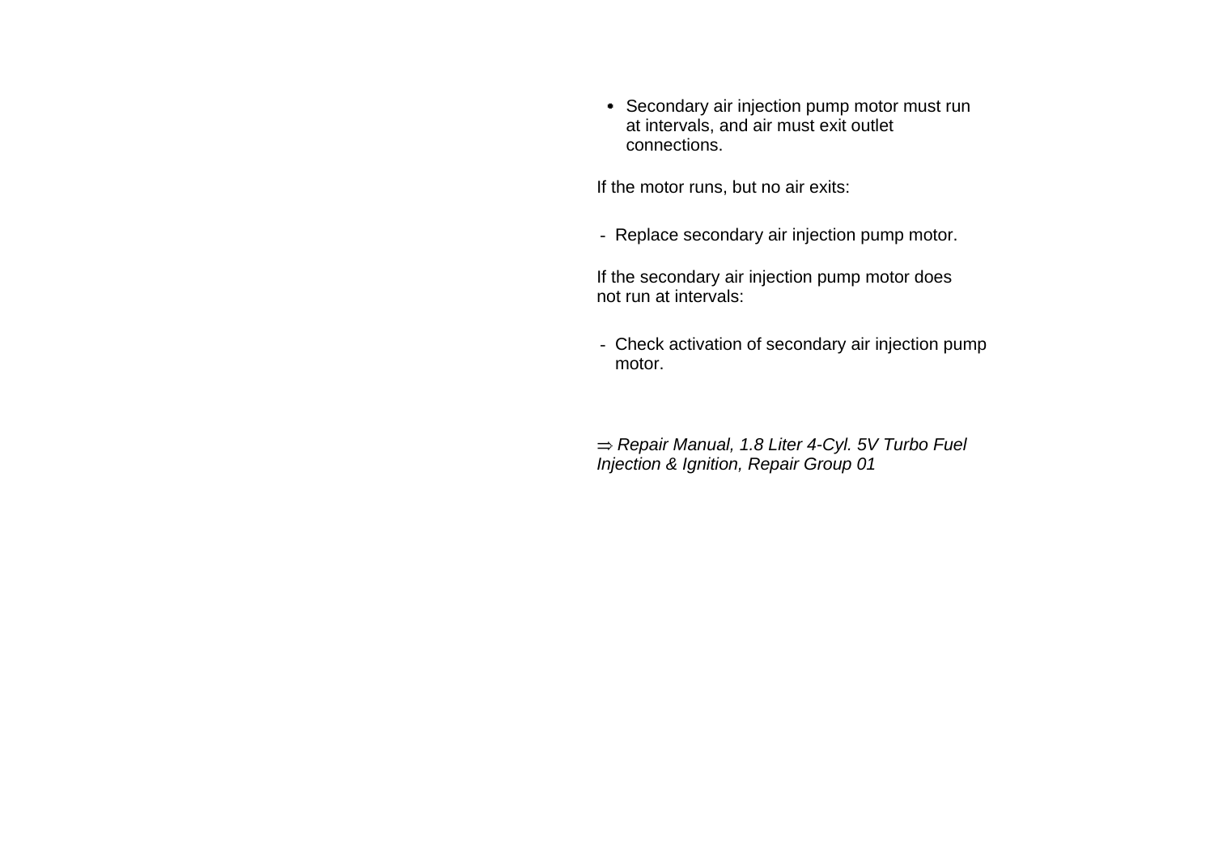- Secondary air injection pump motor must run at intervals, and air must exit outlet connections.

If the motor runs, but no air exits:

- Replace secondary air injection pump motor.

If the secondary air injection pump motor does not run at intervals:

- Check activation of secondary air injection pump motor.

⇒ *Repair Manual, 1.8 Liter 4-Cyl. 5V Turbo Fuel Injection & Ignition, Repair Group 01*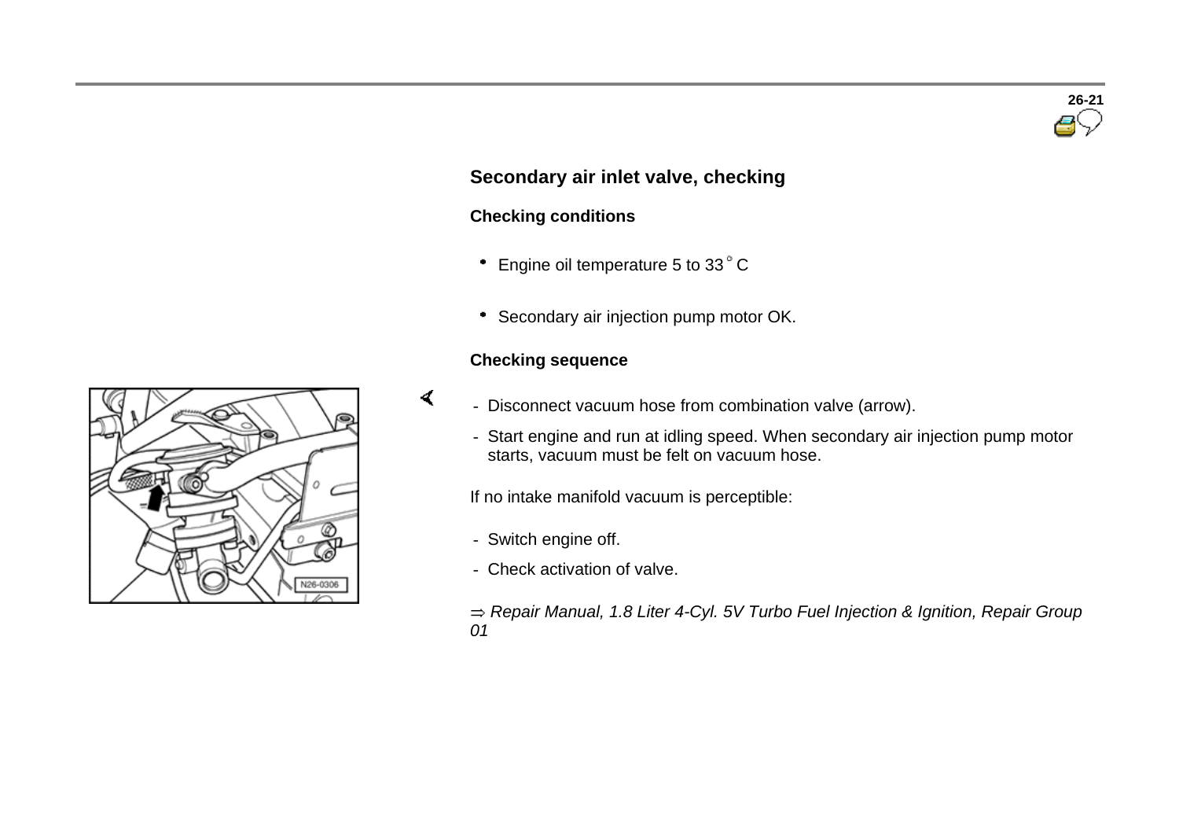## Secondary air inlet valve, checking

### Checking conditions

- Engine oil temperature 5 to 33 °C
- Secondary air injection pump motor OK.

### Checking sequence

- Disconnect vacuum hose from combination valve (arrow).
- Start engine and run at idling speed. When secondary air injection pump motor starts, vacuum must be felt on vacuum hose.

If no intake manifold vacuum is perceptible:

- Switch engine off.
- Check activation of valve.

⇒ *Repair Manual, 1.8 Liter 4-Cyl. 5V Turbo Fuel Injection & Ignition, Repair Group 01*